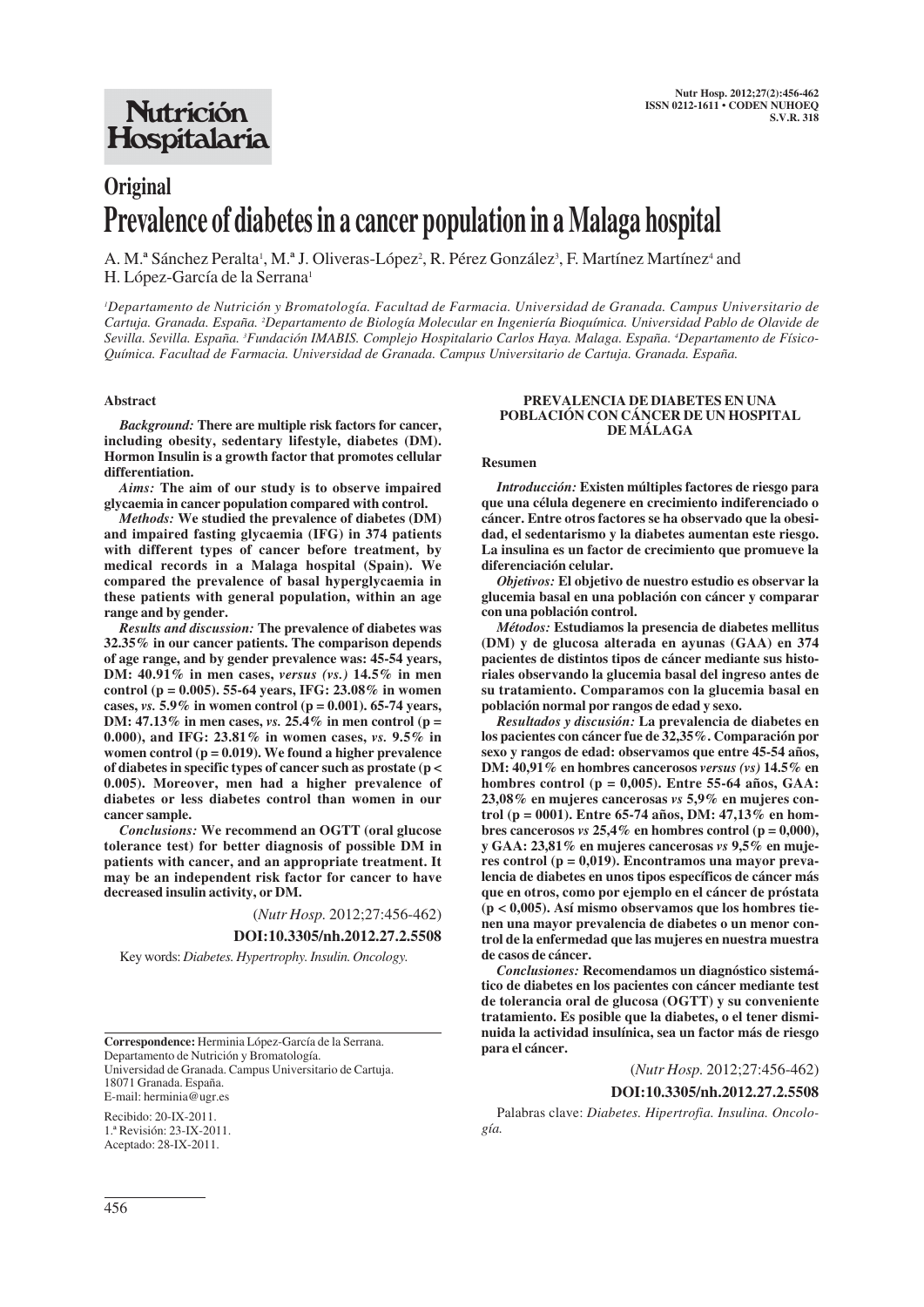# Nutrición Hospitalaria

## Original

# Prevalence of diabetes in a cancer population in a Malaga hospital

A. M.ª Sánchez Peralta[1], M.ª J. Oliveras-López[2], R. Pérez González[3], F. Martínez Martínez[4] and H. López-García de la Serrana[1]

[1]*Departamento de Nutrición y Bromatología. Facultad de Farmacia. Universidad de Granada. Campus Universitario de Cartuja. Granada. España.* [2]*Departamento de Biología Molecular en Ingeniería Bioquímica. Universidad Pablo de Olavide de Sevilla. Sevilla. España.* [3]*Fundación IMABIS. Complejo Hospitalario Carlos Haya. Malaga. España.* [4]*Departamento de Físico-Química. Facultad de Farmacia. Universidad de Granada. Campus Universitario de Cartuja. Granada. España.*

### Abstract

***Background:*** **There are multiple risk factors for cancer, including obesity, sedentary lifestyle, diabetes (DM). Hormon Insulin is a growth factor that promotes cellular differentiation.**

***Aims:*** **The aim of our study is to observe impaired glycaemia in cancer population compared with control.**

***Methods:*** **We studied the prevalence of diabetes (DM) and impaired fasting glycaemia (IFG) in 374 patients with different types of cancer before treatment, by medical records in a Malaga hospital (Spain). We compared the prevalence of basal hyperglycaemia in these patients with general population, within an age range and by gender.**

***Results and discussion:*** **The prevalence of diabetes was 32.35% in our cancer patients. The comparison depends of age range, and by gender prevalence was: 45-54 years, DM: 40.91% in men cases, *versus (vs.)* 14.5% in men control (p = 0.005). 55-64 years, IFG: 23.08% in women cases, *vs.* 5.9% in women control (p = 0.001). 65-74 years, DM: 47.13% in men cases, *vs.* 25.4% in men control (p = 0.000), and IFG: 23.81% in women cases, *vs.* 9.5% in women control (p = 0.019). We found a higher prevalence of diabetes in specific types of cancer such as prostate (p < 0.005). Moreover, men had a higher prevalence of diabetes or less diabetes control than women in our cancer sample.**

***Conclusions:*** **We recommend an OGTT (oral glucose tolerance test) for better diagnosis of possible DM in patients with cancer, and an appropriate treatment. It may be an independent risk factor for cancer to have decreased insulin activity, or DM.**

(*Nutr Hosp.* 2012;27:456-462)

**DOI:10.3305/nh.2012.27.2.5508**

Key words: *Diabetes. Hypertrophy. Insulin. Oncology.*

### PREVALENCIA DE DIABETES EN UNA POBLACIÓN CON CÁNCER DE UN HOSPITAL DE MÁLAGA

### Resumen

***Introducción:*** **Existen múltiples factores de riesgo para que una célula degenere en crecimiento indiferenciado o cáncer. Entre otros factores se ha observado que la obesidad, el sedentarismo y la diabetes aumentan este riesgo. La insulina es un factor de crecimiento que promueve la diferenciación celular.**

***Objetivos:*** **El objetivo de nuestro estudio es observar la glucemia basal en una población con cáncer y comparar con una población control.**

***Métodos:*** **Estudiamos la presencia de diabetes mellitus (DM) y de glucosa alterada en ayunas (GAA) en 374 pacientes de distintos tipos de cáncer mediante sus historiales observando la glucemia basal del ingreso antes de su tratamiento. Comparamos con la glucemia basal en población normal por rangos de edad y sexo.**

***Resultados y discusión:*** **La prevalencia de diabetes en los pacientes con cáncer fue de 32,35%. Comparación por sexo y rangos de edad: observamos que entre 45-54 años, DM: 40,91% en hombres cancerosos *versus (vs)* 14.5% en hombres control (p = 0,005). Entre 55-64 años, GAA: 23,08% en mujeres cancerosas *vs* 5,9% en mujeres control (p = 0001). Entre 65-74 años, DM: 47,13% en hombres cancerosos *vs* 25,4% en hombres control (p = 0,000), y GAA: 23,81% en mujeres cancerosas *vs* 9,5% en mujeres control (p = 0,019). Encontramos una mayor prevalencia de diabetes en unos tipos específicos de cáncer más que en otros, como por ejemplo en el cáncer de próstata (p < 0,005). Así mismo observamos que los hombres tienen una mayor prevalencia de diabetes o un menor control de la enfermedad que las mujeres en nuestra muestra de casos de cáncer.**

***Conclusiones:*** **Recomendamos un diagnóstico sistemático de diabetes en los pacientes con cáncer mediante test de tolerancia oral de glucosa (OGTT) y su conveniente tratamiento. Es posible que la diabetes, o el tener disminuida la actividad insulínica, sea un factor más de riesgo para el cáncer.**

(*Nutr Hosp.* 2012;27:456-462)

**DOI:10.3305/nh.2012.27.2.5508**

Palabras clave: *Diabetes. Hipertrofia. Insulina. Oncología.*

---

**Correspondence:** Herminia López-García de la Serrana.
Departamento de Nutrición y Bromatología.
Universidad de Granada. Campus Universitario de Cartuja.
18071 Granada. España.
E-mail: herminia@ugr.es

Recibido: 20-IX-2011.
1.ª Revisión: 23-IX-2011.
Aceptado: 28-IX-2011.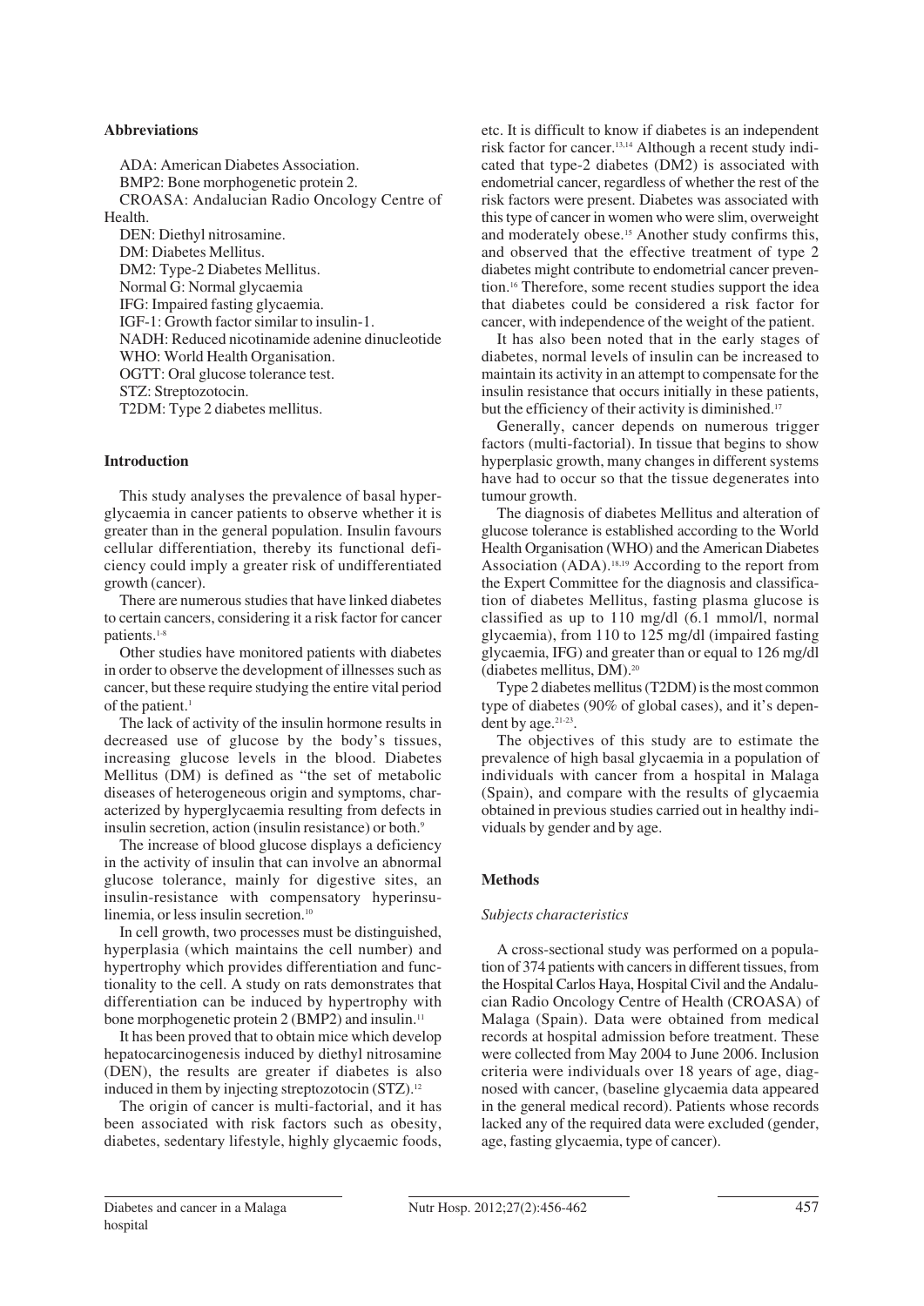## Abbreviations

ADA: American Diabetes Association.
BMP2: Bone morphogenetic protein 2.
CROASA: Andalucian Radio Oncology Centre of Health.
DEN: Diethyl nitrosamine.
DM: Diabetes Mellitus.
DM2: Type-2 Diabetes Mellitus.
Normal G: Normal glycaemia
IFG: Impaired fasting glycaemia.
IGF-1: Growth factor similar to insulin-1.
NADH: Reduced nicotinamide adenine dinucleotide
WHO: World Health Organisation.
OGTT: Oral glucose tolerance test.
STZ: Streptozotocin.
T2DM: Type 2 diabetes mellitus.

## Introduction

This study analyses the prevalence of basal hyperglycaemia in cancer patients to observe whether it is greater than in the general population. Insulin favours cellular differentiation, thereby its functional deficiency could imply a greater risk of undifferentiated growth (cancer).

There are numerous studies that have linked diabetes to certain cancers, considering it a risk factor for cancer patients.[1-8]

Other studies have monitored patients with diabetes in order to observe the development of illnesses such as cancer, but these require studying the entire vital period of the patient.[1]

The lack of activity of the insulin hormone results in decreased use of glucose by the body's tissues, increasing glucose levels in the blood. Diabetes Mellitus (DM) is defined as "the set of metabolic diseases of heterogeneous origin and symptoms, characterized by hyperglycaemia resulting from defects in insulin secretion, action (insulin resistance) or both.[9]

The increase of blood glucose displays a deficiency in the activity of insulin that can involve an abnormal glucose tolerance, mainly for digestive sites, an insulin-resistance with compensatory hyperinsulinemia, or less insulin secretion.[10]

In cell growth, two processes must be distinguished, hyperplasia (which maintains the cell number) and hypertrophy which provides differentiation and functionality to the cell. A study on rats demonstrates that differentiation can be induced by hypertrophy with bone morphogenetic protein 2 (BMP2) and insulin.[11]

It has been proved that to obtain mice which develop hepatocarcinogenesis induced by diethyl nitrosamine (DEN), the results are greater if diabetes is also induced in them by injecting streptozotocin (STZ).[12]

The origin of cancer is multi-factorial, and it has been associated with risk factors such as obesity, diabetes, sedentary lifestyle, highly glycaemic foods, etc. It is difficult to know if diabetes is an independent risk factor for cancer.[13,14] Although a recent study indicated that type-2 diabetes (DM2) is associated with endometrial cancer, regardless of whether the rest of the risk factors were present. Diabetes was associated with this type of cancer in women who were slim, overweight and moderately obese.[15] Another study confirms this, and observed that the effective treatment of type 2 diabetes might contribute to endometrial cancer prevention.[16] Therefore, some recent studies support the idea that diabetes could be considered a risk factor for cancer, with independence of the weight of the patient.

It has also been noted that in the early stages of diabetes, normal levels of insulin can be increased to maintain its activity in an attempt to compensate for the insulin resistance that occurs initially in these patients, but the efficiency of their activity is diminished.[17]

Generally, cancer depends on numerous trigger factors (multi-factorial). In tissue that begins to show hyperplasic growth, many changes in different systems have had to occur so that the tissue degenerates into tumour growth.

The diagnosis of diabetes Mellitus and alteration of glucose tolerance is established according to the World Health Organisation (WHO) and the American Diabetes Association (ADA).[18,19] According to the report from the Expert Committee for the diagnosis and classification of diabetes Mellitus, fasting plasma glucose is classified as up to 110 mg/dl (6.1 mmol/l, normal glycaemia), from 110 to 125 mg/dl (impaired fasting glycaemia, IFG) and greater than or equal to 126 mg/dl (diabetes mellitus, DM).[20]

Type 2 diabetes mellitus (T2DM) is the most common type of diabetes (90% of global cases), and it's dependent by age.[21-23].

The objectives of this study are to estimate the prevalence of high basal glycaemia in a population of individuals with cancer from a hospital in Malaga (Spain), and compare with the results of glycaemia obtained in previous studies carried out in healthy individuals by gender and by age.

## Methods

### *Subjects characteristics*

A cross-sectional study was performed on a population of 374 patients with cancers in different tissues, from the Hospital Carlos Haya, Hospital Civil and the Andalucian Radio Oncology Centre of Health (CROASA) of Malaga (Spain). Data were obtained from medical records at hospital admission before treatment. These were collected from May 2004 to June 2006. Inclusion criteria were individuals over 18 years of age, diagnosed with cancer, (baseline glycaemia data appeared in the general medical record). Patients whose records lacked any of the required data were excluded (gender, age, fasting glycaemia, type of cancer).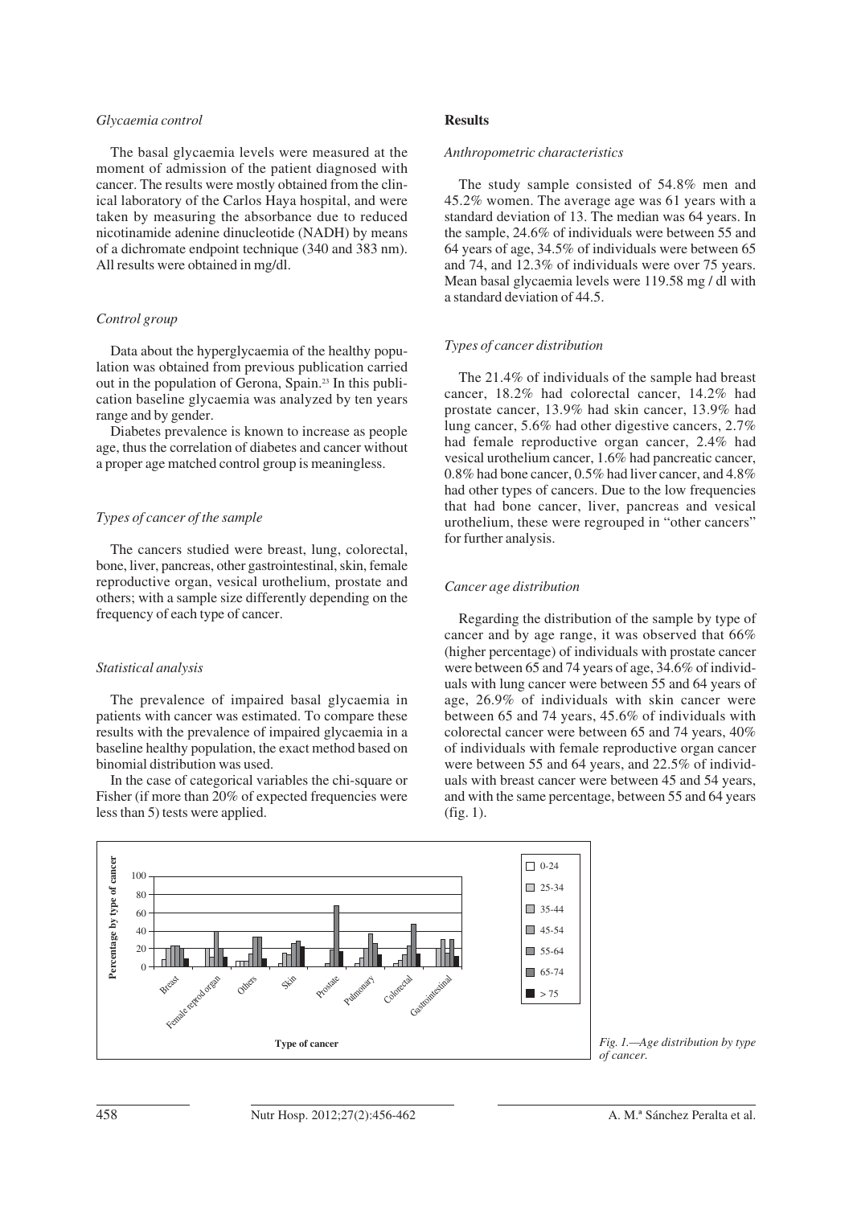### *Glycaemia control*

The basal glycaemia levels were measured at the moment of admission of the patient diagnosed with cancer. The results were mostly obtained from the clinical laboratory of the Carlos Haya hospital, and were taken by measuring the absorbance due to reduced nicotinamide adenine dinucleotide (NADH) by means of a dichromate endpoint technique (340 and 383 nm). All results were obtained in mg/dl.

### *Control group*

Data about the hyperglycaemia of the healthy population was obtained from previous publication carried out in the population of Gerona, Spain.[23] In this publication baseline glycaemia was analyzed by ten years range and by gender.

Diabetes prevalence is known to increase as people age, thus the correlation of diabetes and cancer without a proper age matched control group is meaningless.

### *Types of cancer of the sample*

The cancers studied were breast, lung, colorectal, bone, liver, pancreas, other gastrointestinal, skin, female reproductive organ, vesical urothelium, prostate and others; with a sample size differently depending on the frequency of each type of cancer.

### *Statistical analysis*

The prevalence of impaired basal glycaemia in patients with cancer was estimated. To compare these results with the prevalence of impaired glycaemia in a baseline healthy population, the exact method based on binomial distribution was used.

In the case of categorical variables the chi-square or Fisher (if more than 20% of expected frequencies were less than 5) tests were applied.

## **Results**

### *Anthropometric characteristics*

The study sample consisted of 54.8% men and 45.2% women. The average age was 61 years with a standard deviation of 13. The median was 64 years. In the sample, 24.6% of individuals were between 55 and 64 years of age, 34.5% of individuals were between 65 and 74, and 12.3% of individuals were over 75 years. Mean basal glycaemia levels were 119.58 mg / dl with a standard deviation of 44.5.

### *Types of cancer distribution*

The 21.4% of individuals of the sample had breast cancer, 18.2% had colorectal cancer, 14.2% had prostate cancer, 13.9% had skin cancer, 13.9% had lung cancer, 5.6% had other digestive cancers, 2.7% had female reproductive organ cancer, 2.4% had vesical urothelium cancer, 1.6% had pancreatic cancer, 0.8% had bone cancer, 0.5% had liver cancer, and 4.8% had other types of cancers. Due to the low frequencies that had bone cancer, liver, pancreas and vesical urothelium, these were regrouped in "other cancers" for further analysis.

### *Cancer age distribution*

Regarding the distribution of the sample by type of cancer and by age range, it was observed that 66% (higher percentage) of individuals with prostate cancer were between 65 and 74 years of age, 34.6% of individuals with lung cancer were between 55 and 64 years of age, 26.9% of individuals with skin cancer were between 65 and 74 years, 45.6% of individuals with colorectal cancer were between 65 and 74 years, 40% of individuals with female reproductive organ cancer were between 55 and 64 years, and 22.5% of individuals with breast cancer were between 45 and 54 years, and with the same percentage, between 55 and 64 years (fig. 1).

*Fig. 1.—Age distribution by type of cancer.*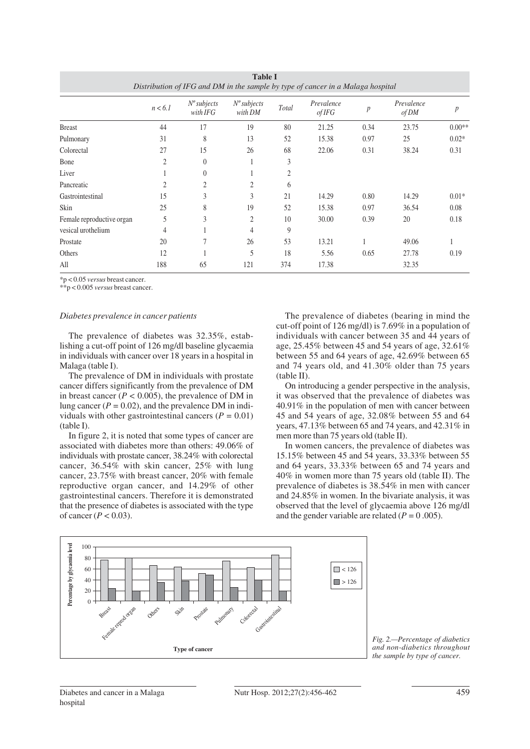**Table I**
*Distribution of IFG and DM in the sample by type of cancer in a Malaga hospital*

| | n < 6.1 | Nº subjects with IFG | Nº subjects with DM | Total | Prevalence of IFG | p | Prevalence of DM | p |
|---|---|---|---|---|---|---|---|---|
| Breast | 44 | 17 | 19 | 80 | 21.25 | 0.34 | 23.75 | 0.00** |
| Pulmonary | 31 | 8 | 13 | 52 | 15.38 | 0.97 | 25 | 0.02* |
| Colorectal | 27 | 15 | 26 | 68 | 22.06 | 0.31 | 38.24 | 0.31 |
| Bone | 2 | 0 | 1 | 3 | | | | |
| Liver | 1 | 0 | 1 | 2 | | | | |
| Pancreatic | 2 | 2 | 2 | 6 | | | | |
| Gastrointestinal | 15 | 3 | 3 | 21 | 14.29 | 0.80 | 14.29 | 0.01* |
| Skin | 25 | 8 | 19 | 52 | 15.38 | 0.97 | 36.54 | 0.08 |
| Female reproductive organ | 5 | 3 | 2 | 10 | 30.00 | 0.39 | 20 | 0.18 |
| vesical urothelium | 4 | 1 | 4 | 9 | | | | |
| Prostate | 20 | 7 | 26 | 53 | 13.21 | 1 | 49.06 | 1 |
| Others | 12 | 1 | 5 | 18 | 5.56 | 0.65 | 27.78 | 0.19 |
| All | 188 | 65 | 121 | 374 | 17.38 | | 32.35 | |

*p < 0.05 *versus* breast cancer.
**p < 0.005 *versus* breast cancer.

### *Diabetes prevalence in cancer patients*

The prevalence of diabetes was 32.35%, establishing a cut-off point of 126 mg/dl baseline glycaemia in individuals with cancer over 18 years in a hospital in Malaga (table I).

The prevalence of DM in individuals with prostate cancer differs significantly from the prevalence of DM in breast cancer ($P < 0.005$), the prevalence of DM in lung cancer ($P = 0.02$), and the prevalence DM in individuals with other gastrointestinal cancers ($P = 0.01$) (table I).

In figure 2, it is noted that some types of cancer are associated with diabetes more than others: 49.06% of individuals with prostate cancer, 38.24% with colorectal cancer, 36.54% with skin cancer, 25% with lung cancer, 23.75% with breast cancer, 20% with female reproductive organ cancer, and 14.29% of other gastrointestinal cancers. Therefore it is demonstrated that the presence of diabetes is associated with the type of cancer ($P < 0.03$).

The prevalence of diabetes (bearing in mind the cut-off point of 126 mg/dl) is 7.69% in a population of individuals with cancer between 35 and 44 years of age, 25.45% between 45 and 54 years of age, 32.61% between 55 and 64 years of age, 42.69% between 65 and 74 years old, and 41.30% older than 75 years (table II).

On introducing a gender perspective in the analysis, it was observed that the prevalence of diabetes was 40.91% in the population of men with cancer between 45 and 54 years of age, 32.08% between 55 and 64 years, 47.13% between 65 and 74 years, and 42.31% in men more than 75 years old (table II).

In women cancers, the prevalence of diabetes was 15.15% between 45 and 54 years, 33.33% between 55 and 64 years, 33.33% between 65 and 74 years and 40% in women more than 75 years old (table II). The prevalence of diabetes is 38.54% in men with cancer and 24.85% in women. In the bivariate analysis, it was observed that the level of glycaemia above 126 mg/dl and the gender variable are related ($P = 0.005$).

*Fig. 2.—Percentage of diabetics and non-diabetics throughout the sample by type of cancer.*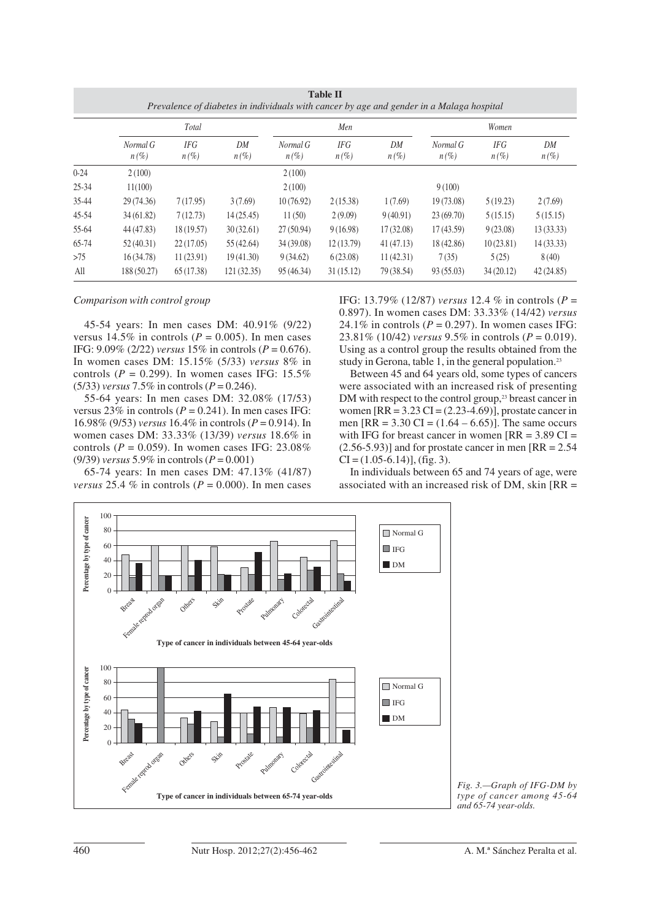**Table II**
*Prevalence of diabetes in individuals with cancer by age and gender in a Malaga hospital*

| | *Total* | | | *Men* | | | *Women* | | |
|---|---|---|---|---|---|---|---|---|---|
| | *Normal G n (%)* | *IFG n (%)* | *DM n (%)* | *Normal G n (%)* | *IFG n (%)* | *DM n (%)* | *Normal G n (%)* | *IFG n (%)* | *DM n (%)* |
| 0-24 | 2 (100) | | | 2 (100) | | | | | |
| 25-34 | 11(100) | | | 2 (100) | | | 9 (100) | | |
| 35-44 | 29 (74.36) | 7 (17.95) | 3 (7.69) | 10 (76.92) | 2 (15.38) | 1 (7.69) | 19 (73.08) | 5 (19.23) | 2 (7.69) |
| 45-54 | 34 (61.82) | 7 (12.73) | 14 (25.45) | 11 (50) | 2 (9.09) | 9 (40.91) | 23 (69.70) | 5 (15.15) | 5 (15.15) |
| 55-64 | 44 (47.83) | 18 (19.57) | 30 (32.61) | 27 (50.94) | 9 (16.98) | 17 (32.08) | 17 (43.59) | 9 (23.08) | 13 (33.33) |
| 65-74 | 52 (40.31) | 22 (17.05) | 55 (42.64) | 34 (39.08) | 12 (13.79) | 41 (47.13) | 18 (42.86) | 10 (23.81) | 14 (33.33) |
| >75 | 16 (34.78) | 11 (23.91) | 19 (41.30) | 9 (34.62) | 6 (23.08) | 11 (42.31) | 7 (35) | 5 (25) | 8 (40) |
| All | 188 (50.27) | 65 (17.38) | 121 (32.35) | 95 (46.34) | 31 (15.12) | 79 (38.54) | 93 (55.03) | 34 (20.12) | 42 (24.85) |

*Comparison with control group*

45-54 years: In men cases DM: 40.91% (9/22) versus 14.5% in controls ($P = 0.005$). In men cases IFG: 9.09% (2/22) *versus* 15% in controls ($P = 0.676$). In women cases DM: 15.15% (5/33) *versus* 8% in controls ($P = 0.299$). In women cases IFG: 15.5% (5/33) *versus* 7.5% in controls ($P = 0.246$).

55-64 years: In men cases DM: 32.08% (17/53) versus 23% in controls ($P = 0.241$). In men cases IFG: 16.98% (9/53) *versus* 16.4% in controls ($P = 0.914$). In women cases DM: 33.33% (13/39) *versus* 18.6% in controls ($P = 0.059$). In women cases IFG: 23.08% (9/39) *versus* 5.9% in controls ($P = 0.001$)

65-74 years: In men cases DM: 47.13% (41/87) *versus* 25.4 % in controls ($P = 0.000$). In men cases IFG: 13.79% (12/87) *versus* 12.4 % in controls ($P = 0.897$). In women cases DM: 33.33% (14/42) *versus* 24.1% in controls ($P = 0.297$). In women cases IFG: 23.81% (10/42) *versus* 9.5% in controls ($P = 0.019$). Using as a control group the results obtained from the study in Gerona, table 1, in the general population.[23]

Between 45 and 64 years old, some types of cancers were associated with an increased risk of presenting DM with respect to the control group,[23] breast cancer in women [RR = 3.23 CI = (2.23-4.69)], prostate cancer in men [RR = 3.30 CI = (1.64 – 6.65)]. The same occurs with IFG for breast cancer in women [RR = 3.89 CI = (2.56-5.93)] and for prostate cancer in men [RR = 2.54 CI = (1.05-6.14)], (fig. 3).

In individuals between 65 and 74 years of age, were associated with an increased risk of DM, skin [RR =

*Fig. 3.—Graph of IFG-DM by type of cancer among 45-64 and 65-74 year-olds.*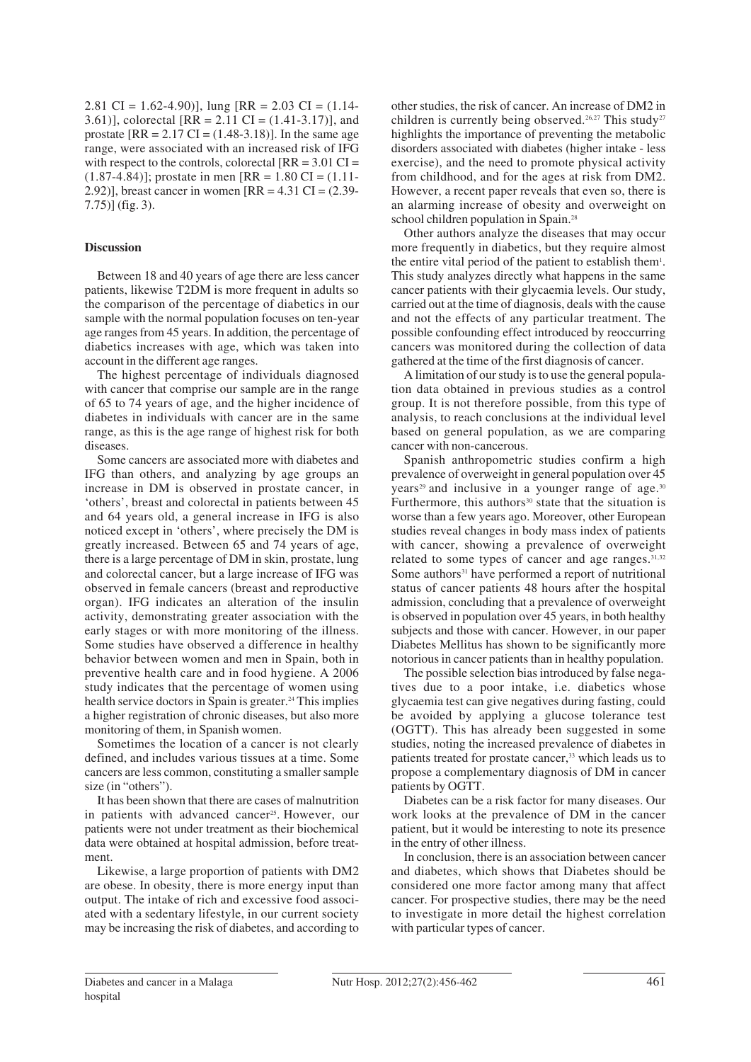2.81 CI = 1.62-4.90)], lung [RR = 2.03 CI = (1.14-3.61)], colorectal [RR = 2.11 CI = (1.41-3.17)], and prostate [RR = 2.17 CI = (1.48-3.18)]. In the same age range, were associated with an increased risk of IFG with respect to the controls, colorectal [RR = 3.01 CI = (1.87-4.84)]; prostate in men [RR = 1.80 CI = (1.11-2.92)], breast cancer in women [RR = 4.31 CI = (2.39-7.75)] (fig. 3).

## Discussion

Between 18 and 40 years of age there are less cancer patients, likewise T2DM is more frequent in adults so the comparison of the percentage of diabetics in our sample with the normal population focuses on ten-year age ranges from 45 years. In addition, the percentage of diabetics increases with age, which was taken into account in the different age ranges.

The highest percentage of individuals diagnosed with cancer that comprise our sample are in the range of 65 to 74 years of age, and the higher incidence of diabetes in individuals with cancer are in the same range, as this is the age range of highest risk for both diseases.

Some cancers are associated more with diabetes and IFG than others, and analyzing by age groups an increase in DM is observed in prostate cancer, in 'others', breast and colorectal in patients between 45 and 64 years old, a general increase in IFG is also noticed except in 'others', where precisely the DM is greatly increased. Between 65 and 74 years of age, there is a large percentage of DM in skin, prostate, lung and colorectal cancer, but a large increase of IFG was observed in female cancers (breast and reproductive organ). IFG indicates an alteration of the insulin activity, demonstrating greater association with the early stages or with more monitoring of the illness. Some studies have observed a difference in healthy behavior between women and men in Spain, both in preventive health care and in food hygiene. A 2006 study indicates that the percentage of women using health service doctors in Spain is greater.[24] This implies a higher registration of chronic diseases, but also more monitoring of them, in Spanish women.

Sometimes the location of a cancer is not clearly defined, and includes various tissues at a time. Some cancers are less common, constituting a smaller sample size (in "others").

It has been shown that there are cases of malnutrition in patients with advanced cancer[25]. However, our patients were not under treatment as their biochemical data were obtained at hospital admission, before treatment.

Likewise, a large proportion of patients with DM2 are obese. In obesity, there is more energy input than output. The intake of rich and excessive food associated with a sedentary lifestyle, in our current society may be increasing the risk of diabetes, and according to other studies, the risk of cancer. An increase of DM2 in children is currently being observed.[26,27] This study[27] highlights the importance of preventing the metabolic disorders associated with diabetes (higher intake - less exercise), and the need to promote physical activity from childhood, and for the ages at risk from DM2. However, a recent paper reveals that even so, there is an alarming increase of obesity and overweight on school children population in Spain.[28]

Other authors analyze the diseases that may occur more frequently in diabetics, but they require almost the entire vital period of the patient to establish them[1]. This study analyzes directly what happens in the same cancer patients with their glycaemia levels. Our study, carried out at the time of diagnosis, deals with the cause and not the effects of any particular treatment. The possible confounding effect introduced by reoccurring cancers was monitored during the collection of data gathered at the time of the first diagnosis of cancer.

A limitation of our study is to use the general population data obtained in previous studies as a control group. It is not therefore possible, from this type of analysis, to reach conclusions at the individual level based on general population, as we are comparing cancer with non-cancerous.

Spanish anthropometric studies confirm a high prevalence of overweight in general population over 45 years[29] and inclusive in a younger range of age.[30] Furthermore, this authors[30] state that the situation is worse than a few years ago. Moreover, other European studies reveal changes in body mass index of patients with cancer, showing a prevalence of overweight related to some types of cancer and age ranges.[31,32] Some authors[31] have performed a report of nutritional status of cancer patients 48 hours after the hospital admission, concluding that a prevalence of overweight is observed in population over 45 years, in both healthy subjects and those with cancer. However, in our paper Diabetes Mellitus has shown to be significantly more notorious in cancer patients than in healthy population.

The possible selection bias introduced by false negatives due to a poor intake, i.e. diabetics whose glycaemia test can give negatives during fasting, could be avoided by applying a glucose tolerance test (OGTT). This has already been suggested in some studies, noting the increased prevalence of diabetes in patients treated for prostate cancer,[33] which leads us to propose a complementary diagnosis of DM in cancer patients by OGTT.

Diabetes can be a risk factor for many diseases. Our work looks at the prevalence of DM in the cancer patient, but it would be interesting to note its presence in the entry of other illness.

In conclusion, there is an association between cancer and diabetes, which shows that Diabetes should be considered one more factor among many that affect cancer. For prospective studies, there may be the need to investigate in more detail the highest correlation with particular types of cancer.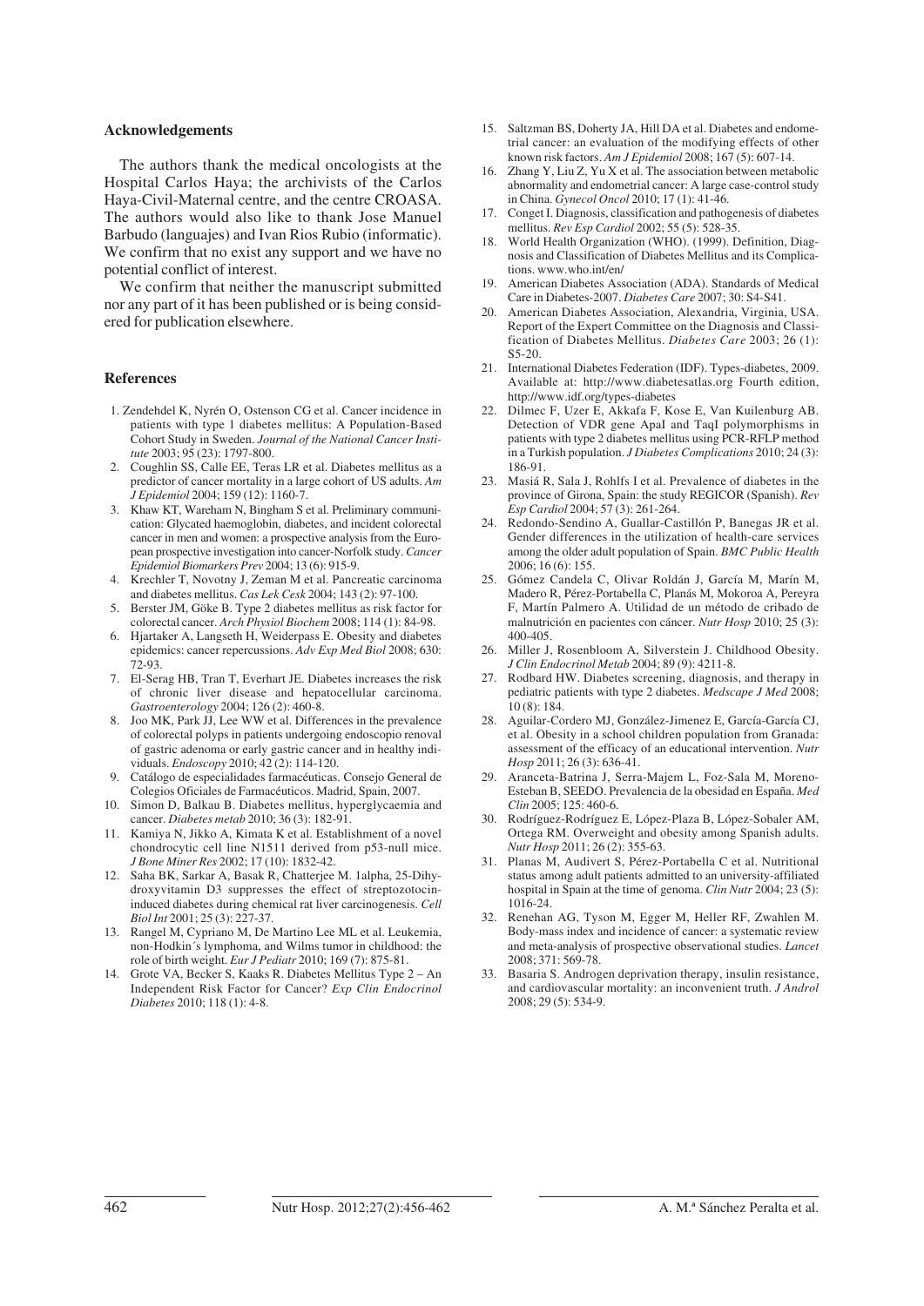## Acknowledgements

The authors thank the medical oncologists at the Hospital Carlos Haya; the archivists of the Carlos Haya-Civil-Maternal centre, and the centre CROASA. The authors would also like to thank Jose Manuel Barbudo (languajes) and Ivan Rios Rubio (informatic). We confirm that no exist any support and we have no potential conflict of interest.

We confirm that neither the manuscript submitted nor any part of it has been published or is being considered for publication elsewhere.

## References

1. Zendehdel K, Nyrén O, Ostenson CG et al. Cancer incidence in patients with type 1 diabetes mellitus: A Population-Based Cohort Study in Sweden. *Journal of the National Cancer Institute* 2003; 95 (23): 1797-800.
2. Coughlin SS, Calle EE, Teras LR et al. Diabetes mellitus as a predictor of cancer mortality in a large cohort of US adults. *Am J Epidemiol* 2004; 159 (12): 1160-7.
3. Khaw KT, Wareham N, Bingham S et al. Preliminary communication: Glycated haemoglobin, diabetes, and incident colorectal cancer in men and women: a prospective analysis from the European prospective investigation into cancer-Norfolk study. *Cancer Epidemiol Biomarkers Prev* 2004; 13 (6): 915-9.
4. Krechler T, Novotny J, Zeman M et al. Pancreatic carcinoma and diabetes mellitus. *Cas Lek Cesk* 2004; 143 (2): 97-100.
5. Berster JM, Göke B. Type 2 diabetes mellitus as risk factor for colorectal cancer. *Arch Physiol Biochem* 2008; 114 (1): 84-98.
6. Hjartaker A, Langseth H, Weiderpass E. Obesity and diabetes epidemics: cancer repercussions. *Adv Exp Med Biol* 2008; 630: 72-93.
7. El-Serag HB, Tran T, Everhart JE. Diabetes increases the risk of chronic liver disease and hepatocellular carcinoma. *Gastroenterology* 2004; 126 (2): 460-8.
8. Joo MK, Park JJ, Lee WW et al. Differences in the prevalence of colorectal polyps in patients undergoing endoscopio renoval of gastric adenoma or early gastric cancer and in healthy individuals. *Endoscopy* 2010; 42 (2): 114-120.
9. Catálogo de especialidades farmacéuticas. Consejo General de Colegios Oficiales de Farmacéuticos. Madrid, Spain, 2007.
10. Simon D, Balkau B. Diabetes mellitus, hyperglycaemia and cancer. *Diabetes metab* 2010; 36 (3): 182-91.
11. Kamiya N, Jikko A, Kimata K et al. Establishment of a novel chondrocytic cell line N1511 derived from p53-null mice. *J Bone Miner Res* 2002; 17 (10): 1832-42.
12. Saha BK, Sarkar A, Basak R, Chatterjee M. 1alpha, 25-Dihydroxyvitamin D3 suppresses the effect of streptozotocin-induced diabetes during chemical rat liver carcinogenesis. *Cell Biol Int* 2001; 25 (3): 227-37.
13. Rangel M, Cypriano M, De Martino Lee ML et al. Leukemia, non-Hodkin´s lymphoma, and Wilms tumor in childhood: the role of birth weight. *Eur J Pediatr* 2010; 169 (7): 875-81.
14. Grote VA, Becker S, Kaaks R. Diabetes Mellitus Type 2 – An Independent Risk Factor for Cancer? *Exp Clin Endocrinol Diabetes* 2010; 118 (1): 4-8.
15. Saltzman BS, Doherty JA, Hill DA et al. Diabetes and endometrial cancer: an evaluation of the modifying effects of other known risk factors. *Am J Epidemiol* 2008; 167 (5): 607-14.
16. Zhang Y, Liu Z, Yu X et al. The association between metabolic abnormality and endometrial cancer: A large case-control study in China. *Gynecol Oncol* 2010; 17 (1): 41-46.
17. Conget I. Diagnosis, classification and pathogenesis of diabetes mellitus. *Rev Esp Cardiol* 2002; 55 (5): 528-35.
18. World Health Organization (WHO). (1999). Definition, Diagnosis and Classification of Diabetes Mellitus and its Complications. www.who.int/en/
19. American Diabetes Association (ADA). Standards of Medical Care in Diabetes-2007. *Diabetes Care* 2007; 30: S4-S41.
20. American Diabetes Association, Alexandria, Virginia, USA. Report of the Expert Committee on the Diagnosis and Classification of Diabetes Mellitus. *Diabetes Care* 2003; 26 (1): S5-20.
21. International Diabetes Federation (IDF). Types-diabetes, 2009. Available at: http://www.diabetesatlas.org Fourth edition, http://www.idf.org/types-diabetes
22. Dilmec F, Uzer E, Akkafa F, Kose E, Van Kuilenburg AB. Detection of VDR gene ApaI and TaqI polymorphisms in patients with type 2 diabetes mellitus using PCR-RFLP method in a Turkish population. *J Diabetes Complications* 2010; 24 (3): 186-91.
23. Masiá R, Sala J, Rohlfs I et al. Prevalence of diabetes in the province of Girona, Spain: the study REGICOR (Spanish). *Rev Esp Cardiol* 2004; 57 (3): 261-264.
24. Redondo-Sendino A, Guallar-Castillón P, Banegas JR et al. Gender differences in the utilization of health-care services among the older adult population of Spain. *BMC Public Health* 2006; 16 (6): 155.
25. Gómez Candela C, Olivar Roldán J, García M, Marín M, Madero R, Pérez-Portabella C, Planás M, Mokoroa A, Pereyra F, Martín Palmero A. Utilidad de un método de cribado de malnutrición en pacientes con cáncer. *Nutr Hosp* 2010; 25 (3): 400-405.
26. Miller J, Rosenbloom A, Silverstein J. Childhood Obesity. *J Clin Endocrinol Metab* 2004; 89 (9): 4211-8.
27. Rodbard HW. Diabetes screening, diagnosis, and therapy in pediatric patients with type 2 diabetes. *Medscape J Med* 2008; 10 (8): 184.
28. Aguilar-Cordero MJ, González-Jimenez E, García-García CJ, et al. Obesity in a school children population from Granada: assessment of the efficacy of an educational intervention. *Nutr Hosp* 2011; 26 (3): 636-41.
29. Aranceta-Batrina J, Serra-Majem L, Foz-Sala M, Moreno-Esteban B, SEEDO. Prevalencia de la obesidad en España. *Med Clin* 2005; 125: 460-6.
30. Rodríguez-Rodríguez E, López-Plaza B, López-Sobaler AM, Ortega RM. Overweight and obesity among Spanish adults. *Nutr Hosp* 2011; 26 (2): 355-63.
31. Planas M, Audivert S, Pérez-Portabella C et al. Nutritional status among adult patients admitted to an university-affiliated hospital in Spain at the time of genoma. *Clin Nutr* 2004; 23 (5): 1016-24.
32. Renehan AG, Tyson M, Egger M, Heller RF, Zwahlen M. Body-mass index and incidence of cancer: a systematic review and meta-analysis of prospective observational studies. *Lancet* 2008; 371: 569-78.
33. Basaria S. Androgen deprivation therapy, insulin resistance, and cardiovascular mortality: an inconvenient truth. *J Androl* 2008; 29 (5): 534-9.